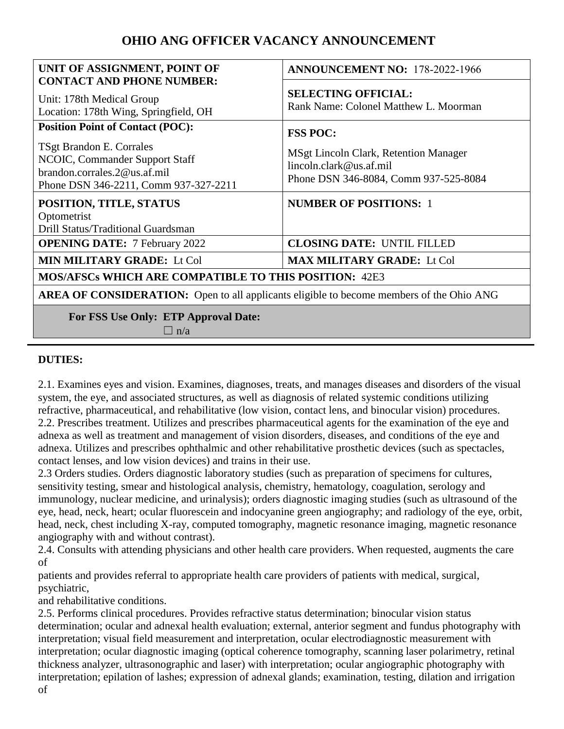# OHIO ANG OFFICER VACANCY ANNOUNCEMENT

| **UNIT OF ASSIGNMENT, POINT OF CONTACT AND PHONE NUMBER:** Unit: 178th Medical Group Location: 178th Wing, Springfield, OH | **ANNOUNCEMENT NO:** 178-2022-1966 **SELECTING OFFICIAL:** Rank Name: Colonel Matthew L. Moorman |
|---|---|
| **Position Point of Contact (POC):** TSgt Brandon E. Corrales NCOIC, Commander Support Staff brandon.corrales.2@us.af.mil Phone DSN 346-2211, Comm 937-327-2211 | **FSS POC:** MSgt Lincoln Clark, Retention Manager lincoln.clark@us.af.mil Phone DSN 346-8084, Comm 937-525-8084 |
| **POSITION, TITLE, STATUS** Optometrist Drill Status/Traditional Guardsman | **NUMBER OF POSITIONS:** 1 |
| **OPENING DATE:** 7 February 2022 | **CLOSING DATE:** UNTIL FILLED |
| **MIN MILITARY GRADE:** Lt Col | **MAX MILITARY GRADE:** Lt Col |
| **MOS/AFSCs WHICH ARE COMPATIBLE TO THIS POSITION:** 42E3 | |
| **AREA OF CONSIDERATION:** Open to all applicants eligible to become members of the Ohio ANG | |
| **For FSS Use Only: ETP Approval Date:** ☐ n/a | |

**DUTIES:**

2.1. Examines eyes and vision. Examines, diagnoses, treats, and manages diseases and disorders of the visual system, the eye, and associated structures, as well as diagnosis of related systemic conditions utilizing refractive, pharmaceutical, and rehabilitative (low vision, contact lens, and binocular vision) procedures.
2.2. Prescribes treatment. Utilizes and prescribes pharmaceutical agents for the examination of the eye and adnexa as well as treatment and management of vision disorders, diseases, and conditions of the eye and adnexa. Utilizes and prescribes ophthalmic and other rehabilitative prosthetic devices (such as spectacles, contact lenses, and low vision devices) and trains in their use.
2.3 Orders studies. Orders diagnostic laboratory studies (such as preparation of specimens for cultures, sensitivity testing, smear and histological analysis, chemistry, hematology, coagulation, serology and immunology, nuclear medicine, and urinalysis); orders diagnostic imaging studies (such as ultrasound of the eye, head, neck, heart; ocular fluorescein and indocyanine green angiography; and radiology of the eye, orbit, head, neck, chest including X-ray, computed tomography, magnetic resonance imaging, magnetic resonance angiography with and without contrast).
2.4. Consults with attending physicians and other health care providers. When requested, augments the care of
patients and provides referral to appropriate health care providers of patients with medical, surgical, psychiatric,
and rehabilitative conditions.
2.5. Performs clinical procedures. Provides refractive status determination; binocular vision status determination; ocular and adnexal health evaluation; external, anterior segment and fundus photography with interpretation; visual field measurement and interpretation, ocular electrodiagnostic measurement with interpretation; ocular diagnostic imaging (optical coherence tomography, scanning laser polarimetry, retinal thickness analyzer, ultrasonographic and laser) with interpretation; ocular angiographic photography with interpretation; epilation of lashes; expression of adnexal glands; examination, testing, dilation and irrigation of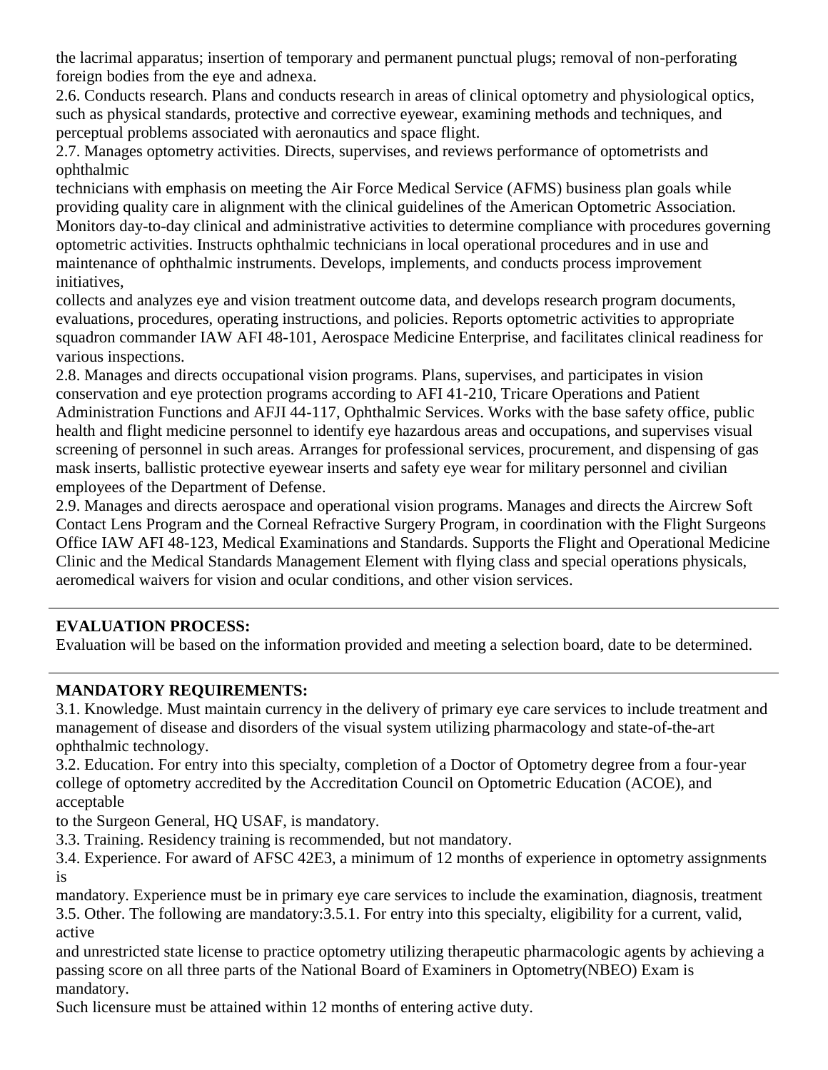the lacrimal apparatus; insertion of temporary and permanent punctual plugs; removal of non-perforating foreign bodies from the eye and adnexa.

2.6. Conducts research. Plans and conducts research in areas of clinical optometry and physiological optics, such as physical standards, protective and corrective eyewear, examining methods and techniques, and perceptual problems associated with aeronautics and space flight.

2.7. Manages optometry activities. Directs, supervises, and reviews performance of optometrists and ophthalmic technicians with emphasis on meeting the Air Force Medical Service (AFMS) business plan goals while providing quality care in alignment with the clinical guidelines of the American Optometric Association. Monitors day-to-day clinical and administrative activities to determine compliance with procedures governing optometric activities. Instructs ophthalmic technicians in local operational procedures and in use and maintenance of ophthalmic instruments. Develops, implements, and conducts process improvement initiatives, collects and analyzes eye and vision treatment outcome data, and develops research program documents, evaluations, procedures, operating instructions, and policies. Reports optometric activities to appropriate squadron commander IAW AFI 48-101, Aerospace Medicine Enterprise, and facilitates clinical readiness for various inspections.

2.8. Manages and directs occupational vision programs. Plans, supervises, and participates in vision conservation and eye protection programs according to AFI 41-210, Tricare Operations and Patient Administration Functions and AFJI 44-117, Ophthalmic Services. Works with the base safety office, public health and flight medicine personnel to identify eye hazardous areas and occupations, and supervises visual screening of personnel in such areas. Arranges for professional services, procurement, and dispensing of gas mask inserts, ballistic protective eyewear inserts and safety eye wear for military personnel and civilian employees of the Department of Defense.

2.9. Manages and directs aerospace and operational vision programs. Manages and directs the Aircrew Soft Contact Lens Program and the Corneal Refractive Surgery Program, in coordination with the Flight Surgeons Office IAW AFI 48-123, Medical Examinations and Standards. Supports the Flight and Operational Medicine Clinic and the Medical Standards Management Element with flying class and special operations physicals, aeromedical waivers for vision and ocular conditions, and other vision services.

---

**EVALUATION PROCESS:**

Evaluation will be based on the information provided and meeting a selection board, date to be determined.

---

**MANDATORY REQUIREMENTS:**

3.1. Knowledge. Must maintain currency in the delivery of primary eye care services to include treatment and management of disease and disorders of the visual system utilizing pharmacology and state-of-the-art ophthalmic technology.

3.2. Education. For entry into this specialty, completion of a Doctor of Optometry degree from a four-year college of optometry accredited by the Accreditation Council on Optometric Education (ACOE), and acceptable to the Surgeon General, HQ USAF, is mandatory.

3.3. Training. Residency training is recommended, but not mandatory.

3.4. Experience. For award of AFSC 42E3, a minimum of 12 months of experience in optometry assignments is mandatory. Experience must be in primary eye care services to include the examination, diagnosis, treatment

3.5. Other. The following are mandatory:3.5.1. For entry into this specialty, eligibility for a current, valid, active and unrestricted state license to practice optometry utilizing therapeutic pharmacologic agents by achieving a passing score on all three parts of the National Board of Examiners in Optometry(NBEO) Exam is mandatory.

Such licensure must be attained within 12 months of entering active duty.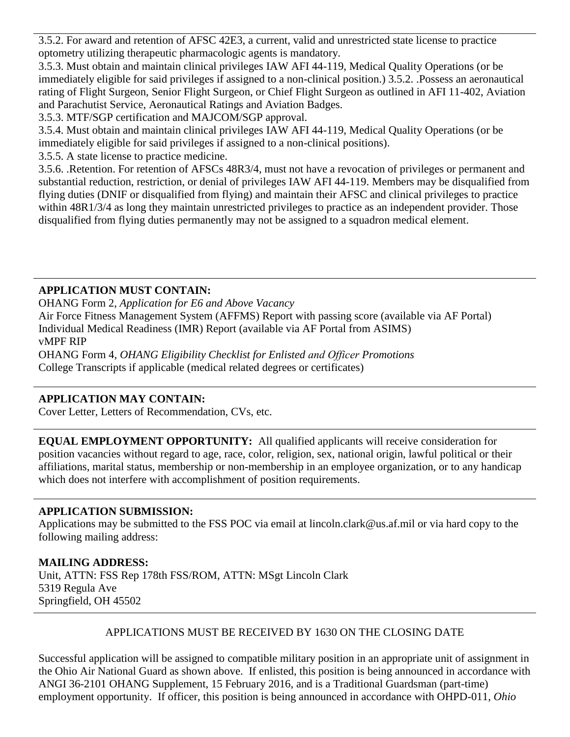3.5.2. For award and retention of AFSC 42E3, a current, valid and unrestricted state license to practice optometry utilizing therapeutic pharmacologic agents is mandatory.

3.5.3. Must obtain and maintain clinical privileges IAW AFI 44-119, Medical Quality Operations (or be immediately eligible for said privileges if assigned to a non-clinical position.) 3.5.2. .Possess an aeronautical rating of Flight Surgeon, Senior Flight Surgeon, or Chief Flight Surgeon as outlined in AFI 11-402, Aviation and Parachutist Service, Aeronautical Ratings and Aviation Badges.

3.5.3. MTF/SGP certification and MAJCOM/SGP approval.

3.5.4. Must obtain and maintain clinical privileges IAW AFI 44-119, Medical Quality Operations (or be immediately eligible for said privileges if assigned to a non-clinical positions).

3.5.5. A state license to practice medicine.

3.5.6. .Retention. For retention of AFSCs 48R3/4, must not have a revocation of privileges or permanent and substantial reduction, restriction, or denial of privileges IAW AFI 44-119. Members may be disqualified from flying duties (DNIF or disqualified from flying) and maintain their AFSC and clinical privileges to practice within 48R1/3/4 as long they maintain unrestricted privileges to practice as an independent provider. Those disqualified from flying duties permanently may not be assigned to a squadron medical element.

---

**APPLICATION MUST CONTAIN:**

OHANG Form 2, *Application for E6 and Above Vacancy*
Air Force Fitness Management System (AFFMS) Report with passing score (available via AF Portal)
Individual Medical Readiness (IMR) Report (available via AF Portal from ASIMS)
vMPF RIP
OHANG Form 4, *OHANG Eligibility Checklist for Enlisted and Officer Promotions*
College Transcripts if applicable (medical related degrees or certificates)

---

**APPLICATION MAY CONTAIN:**

Cover Letter, Letters of Recommendation, CVs, etc.

---

**EQUAL EMPLOYMENT OPPORTUNITY:** All qualified applicants will receive consideration for position vacancies without regard to age, race, color, religion, sex, national origin, lawful political or their affiliations, marital status, membership or non-membership in an employee organization, or to any handicap which does not interfere with accomplishment of position requirements.

---

**APPLICATION SUBMISSION:**

Applications may be submitted to the FSS POC via email at lincoln.clark@us.af.mil or via hard copy to the following mailing address:

**MAILING ADDRESS:**

Unit, ATTN: FSS Rep 178th FSS/ROM, ATTN: MSgt Lincoln Clark
5319 Regula Ave
Springfield, OH 45502

---

APPLICATIONS MUST BE RECEIVED BY 1630 ON THE CLOSING DATE

Successful application will be assigned to compatible military position in an appropriate unit of assignment in the Ohio Air National Guard as shown above. If enlisted, this position is being announced in accordance with ANGI 36-2101 OHANG Supplement, 15 February 2016, and is a Traditional Guardsman (part-time) employment opportunity. If officer, this position is being announced in accordance with OHPD-011, *Ohio*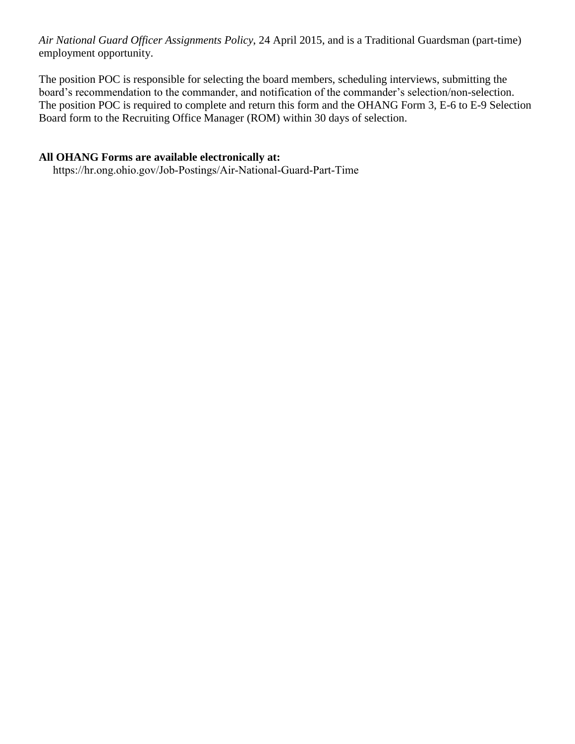*Air National Guard Officer Assignments Policy*, 24 April 2015, and is a Traditional Guardsman (part-time) employment opportunity.

The position POC is responsible for selecting the board members, scheduling interviews, submitting the board's recommendation to the commander, and notification of the commander's selection/non-selection. The position POC is required to complete and return this form and the OHANG Form 3, E-6 to E-9 Selection Board form to the Recruiting Office Manager (ROM) within 30 days of selection.

**All OHANG Forms are available electronically at:**

https://hr.ong.ohio.gov/Job-Postings/Air-National-Guard-Part-Time